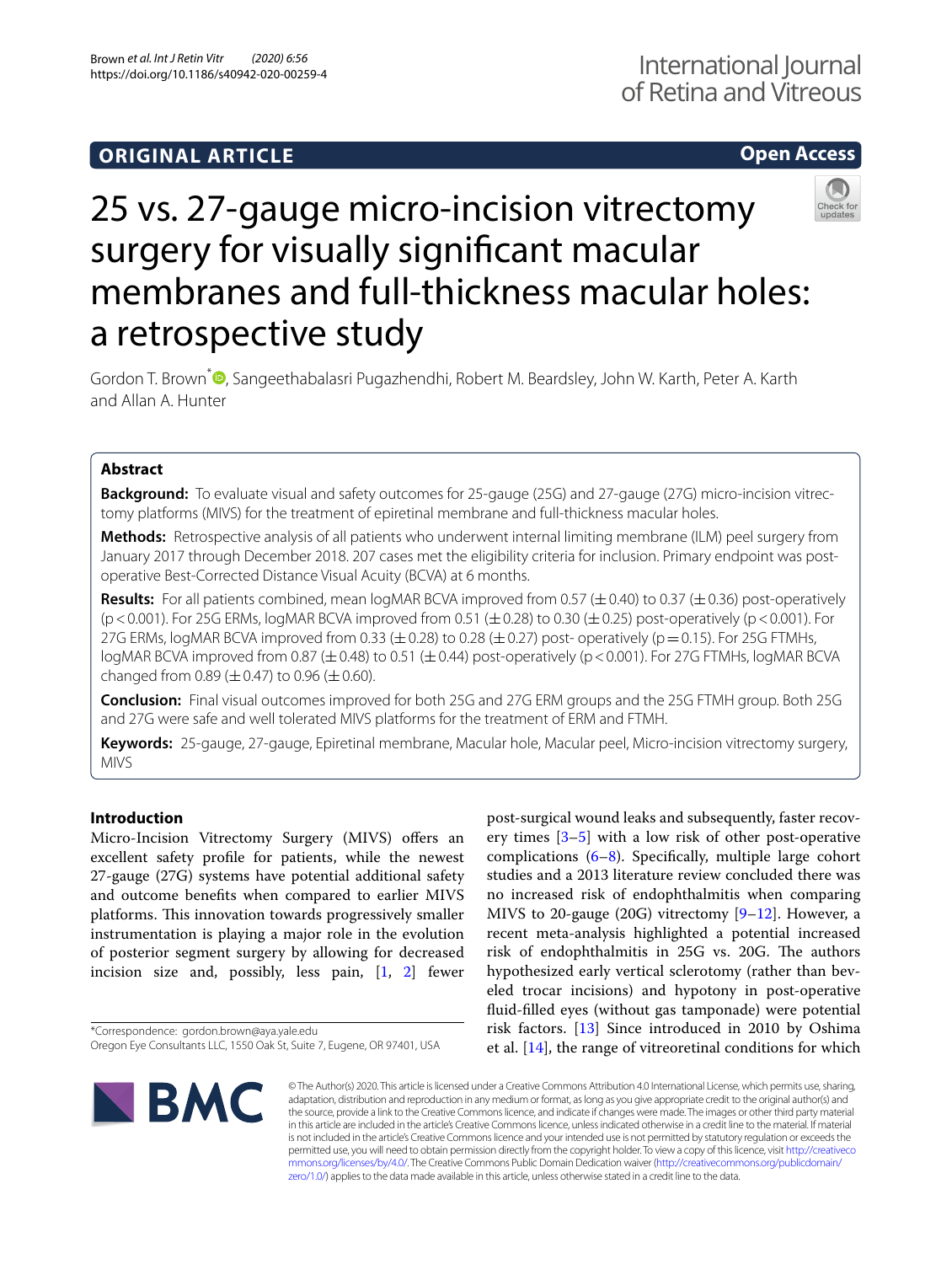ORIGINAL ARTICLE

Open Access

# 25 vs. 27-gauge micro-incision vitrectomy surgery for visually significant macular membranes and full-thickness macular holes: a retrospective study

Gordon T. Brown*, Sangeethabalasri Pugazhendhi, Robert M. Beardsley, John W. Karth, Peter A. Karth and Allan A. Hunter

## Abstract

**Background:** To evaluate visual and safety outcomes for 25-gauge (25G) and 27-gauge (27G) micro-incision vitrectomy platforms (MIVS) for the treatment of epiretinal membrane and full-thickness macular holes.

**Methods:** Retrospective analysis of all patients who underwent internal limiting membrane (ILM) peel surgery from January 2017 through December 2018. 207 cases met the eligibility criteria for inclusion. Primary endpoint was post-operative Best-Corrected Distance Visual Acuity (BCVA) at 6 months.

**Results:** For all patients combined, mean logMAR BCVA improved from 0.57 (±0.40) to 0.37 (±0.36) post-operatively ($p<0.001$). For 25G ERMs, logMAR BCVA improved from 0.51 (±0.28) to 0.30 (±0.25) post-operatively ($p<0.001$). For 27G ERMs, logMAR BCVA improved from 0.33 (±0.28) to 0.28 (±0.27) post- operatively ($p=0.15$). For 25G FTMHs, logMAR BCVA improved from 0.87 (±0.48) to 0.51 (±0.44) post-operatively ($p<0.001$). For 27G FTMHs, logMAR BCVA changed from 0.89 (±0.47) to 0.96 (±0.60).

**Conclusion:** Final visual outcomes improved for both 25G and 27G ERM groups and the 25G FTMH group. Both 25G and 27G were safe and well tolerated MIVS platforms for the treatment of ERM and FTMH.

**Keywords:** 25-gauge, 27-gauge, Epiretinal membrane, Macular hole, Macular peel, Micro-incision vitrectomy surgery, MIVS

## Introduction

Micro-Incision Vitrectomy Surgery (MIVS) offers an excellent safety profile for patients, while the newest 27-gauge (27G) systems have potential additional safety and outcome benefits when compared to earlier MIVS platforms. This innovation towards progressively smaller instrumentation is playing a major role in the evolution of posterior segment surgery by allowing for decreased incision size and, possibly, less pain, [1, 2] fewer post-surgical wound leaks and subsequently, faster recovery times [3–5] with a low risk of other post-operative complications (6–8). Specifically, multiple large cohort studies and a 2013 literature review concluded there was no increased risk of endophthalmitis when comparing MIVS to 20-gauge (20G) vitrectomy [9–12]. However, a recent meta-analysis highlighted a potential increased risk of endophthalmitis in 25G vs. 20G. The authors hypothesized early vertical sclerotomy (rather than beveled trocar incisions) and hypotony in post-operative fluid-filled eyes (without gas tamponade) were potential risk factors. [13] Since introduced in 2010 by Oshima et al. [14], the range of vitreoretinal conditions for which

*Correspondence: gordon.brown@aya.yale.edu
Oregon Eye Consultants LLC, 1550 Oak St, Suite 7, Eugene, OR 97401, USA

© The Author(s) 2020. This article is licensed under a Creative Commons Attribution 4.0 International License, which permits use, sharing, adaptation, distribution and reproduction in any medium or format, as long as you give appropriate credit to the original author(s) and the source, provide a link to the Creative Commons licence, and indicate if changes were made. The images or other third party material in this article are included in the article's Creative Commons licence, unless indicated otherwise in a credit line to the material. If material is not included in the article's Creative Commons licence and your intended use is not permitted by statutory regulation or exceeds the permitted use, you will need to obtain permission directly from the copyright holder. To view a copy of this licence, visit http://creativecommons.org/licenses/by/4.0/. The Creative Commons Public Domain Dedication waiver (http://creativecommons.org/publicdomain/zero/1.0/) applies to the data made available in this article, unless otherwise stated in a credit line to the data.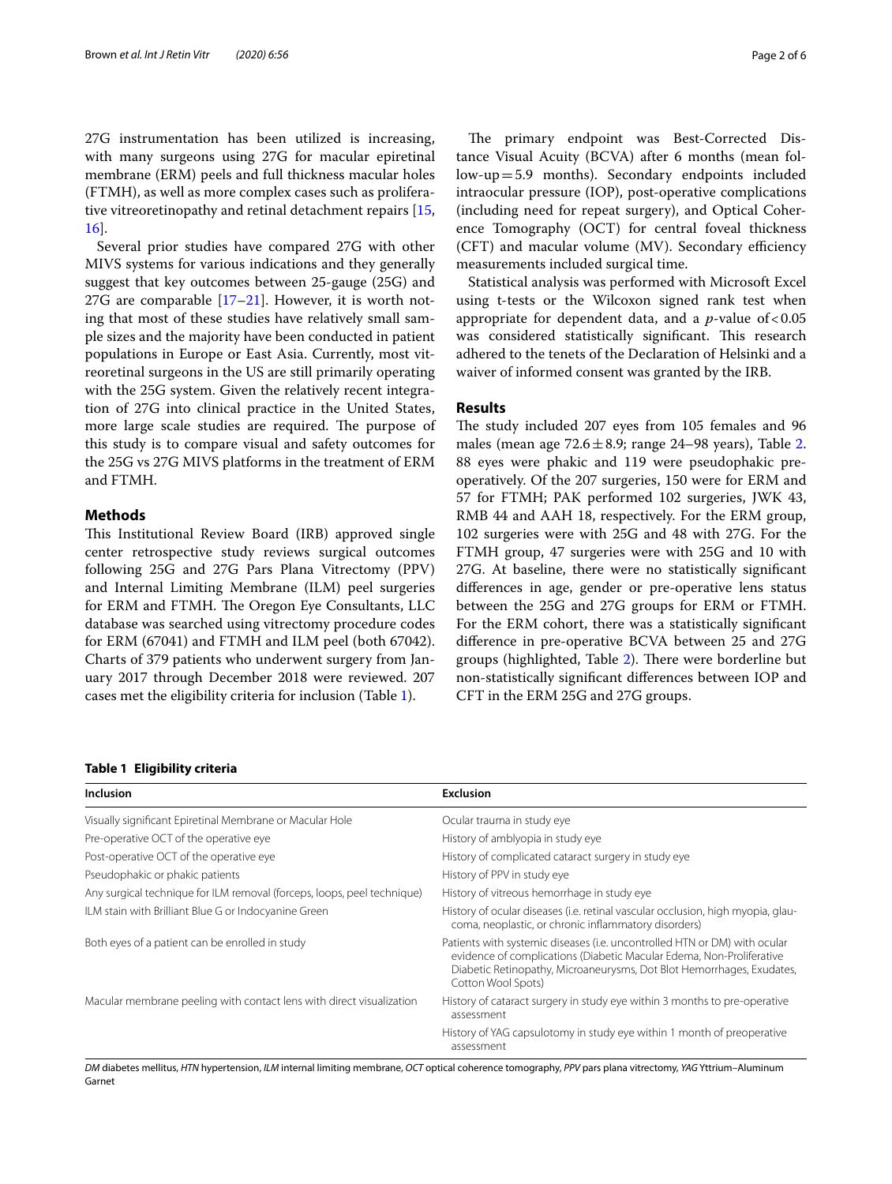27G instrumentation has been utilized is increasing, with many surgeons using 27G for macular epiretinal membrane (ERM) peels and full thickness macular holes (FTMH), as well as more complex cases such as proliferative vitreoretinopathy and retinal detachment repairs [15, 16].

Several prior studies have compared 27G with other MIVS systems for various indications and they generally suggest that key outcomes between 25-gauge (25G) and 27G are comparable [17–21]. However, it is worth noting that most of these studies have relatively small sample sizes and the majority have been conducted in patient populations in Europe or East Asia. Currently, most vitreoretinal surgeons in the US are still primarily operating with the 25G system. Given the relatively recent integration of 27G into clinical practice in the United States, more large scale studies are required. The purpose of this study is to compare visual and safety outcomes for the 25G vs 27G MIVS platforms in the treatment of ERM and FTMH.

## Methods

This Institutional Review Board (IRB) approved single center retrospective study reviews surgical outcomes following 25G and 27G Pars Plana Vitrectomy (PPV) and Internal Limiting Membrane (ILM) peel surgeries for ERM and FTMH. The Oregon Eye Consultants, LLC database was searched using vitrectomy procedure codes for ERM (67041) and FTMH and ILM peel (both 67042). Charts of 379 patients who underwent surgery from January 2017 through December 2018 were reviewed. 207 cases met the eligibility criteria for inclusion (Table 1).

The primary endpoint was Best-Corrected Distance Visual Acuity (BCVA) after 6 months (mean follow-up = 5.9 months). Secondary endpoints included intraocular pressure (IOP), post-operative complications (including need for repeat surgery), and Optical Coherence Tomography (OCT) for central foveal thickness (CFT) and macular volume (MV). Secondary efficiency measurements included surgical time.

Statistical analysis was performed with Microsoft Excel using t-tests or the Wilcoxon signed rank test when appropriate for dependent data, and a $p$-value of $< 0.05$ was considered statistically significant. This research adhered to the tenets of the Declaration of Helsinki and a waiver of informed consent was granted by the IRB.

## Results

The study included 207 eyes from 105 females and 96 males (mean age $72.6 \pm 8.9$; range 24–98 years), Table 2. 88 eyes were phakic and 119 were pseudophakic preoperatively. Of the 207 surgeries, 150 were for ERM and 57 for FTMH; PAK performed 102 surgeries, JWK 43, RMB 44 and AAH 18, respectively. For the ERM group, 102 surgeries were with 25G and 48 with 27G. For the FTMH group, 47 surgeries were with 25G and 10 with 27G. At baseline, there were no statistically significant differences in age, gender or pre-operative lens status between the 25G and 27G groups for ERM or FTMH. For the ERM cohort, there was a statistically significant difference in pre-operative BCVA between 25 and 27G groups (highlighted, Table 2). There were borderline but non-statistically significant differences between IOP and CFT in the ERM 25G and 27G groups.

**Table 1 Eligibility criteria**

| Inclusion | Exclusion |
|---|---|
| Visually significant Epiretinal Membrane or Macular Hole | Ocular trauma in study eye |
| Pre-operative OCT of the operative eye | History of amblyopia in study eye |
| Post-operative OCT of the operative eye | History of complicated cataract surgery in study eye |
| Pseudophakic or phakic patients | History of PPV in study eye |
| Any surgical technique for ILM removal (forceps, loops, peel technique) | History of vitreous hemorrhage in study eye |
| ILM stain with Brilliant Blue G or Indocyanine Green | History of ocular diseases (i.e. retinal vascular occlusion, high myopia, glaucoma, neoplastic, or chronic inflammatory disorders) |
| Both eyes of a patient can be enrolled in study | Patients with systemic diseases (i.e. uncontrolled HTN or DM) with ocular evidence of complications (Diabetic Macular Edema, Non-Proliferative Diabetic Retinopathy, Microaneurysms, Dot Blot Hemorrhages, Exudates, Cotton Wool Spots) |
| Macular membrane peeling with contact lens with direct visualization | History of cataract surgery in study eye within 3 months to pre-operative assessment |
| | History of YAG capsulotomy in study eye within 1 month of preoperative assessment |

*DM* diabetes mellitus, *HTN* hypertension, *ILM* internal limiting membrane, *OCT* optical coherence tomography, *PPV* pars plana vitrectomy, *YAG* Yttrium–Aluminum Garnet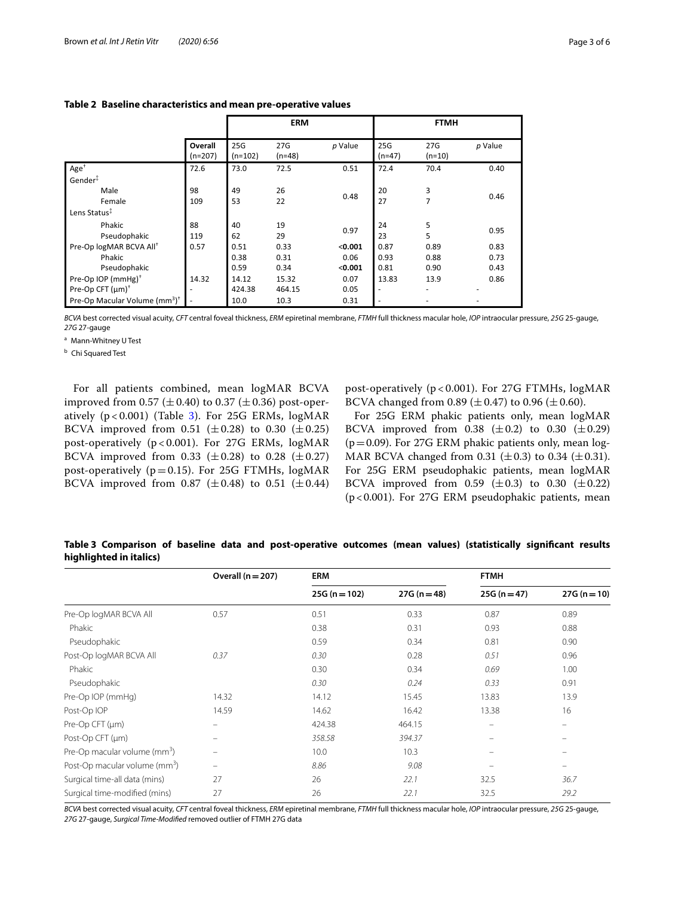**Table 2 Baseline characteristics and mean pre-operative values**

| | Overall (n=207) | ERM | | | FTMH | | |
|---|---|---|---|---|---|---|---|
| | | 25G (n=102) | 27G (n=48) | *p* Value | 25G (n=47) | 27G (n=10) | *p* Value |
| Age[†] | 72.6 | 73.0 | 72.5 | 0.51 | 72.4 | 70.4 | 0.40 |
| Gender[‡] | | | | | | | |
| Male | 98 | 49 | 26 | 0.48 | 20 | 3 | 0.46 |
| Female | 109 | 53 | 22 | | 27 | 7 | |
| Lens Status[‡] | | | | | | | |
| Phakic | 88 | 40 | 19 | 0.97 | 24 | 5 | 0.95 |
| Pseudophakic | 119 | 62 | 29 | | 23 | 5 | |
| Pre-Op logMAR BCVA All[†] | 0.57 | 0.51 | 0.33 | **<0.001** | 0.87 | 0.89 | 0.83 |
| Phakic | | 0.38 | 0.31 | 0.06 | 0.93 | 0.88 | 0.73 |
| Pseudophakic | | 0.59 | 0.34 | **<0.001** | 0.81 | 0.90 | 0.43 |
| Pre-Op IOP (mmHg)[†] | 14.32 | 14.12 | 15.32 | 0.07 | 13.83 | 13.9 | 0.86 |
| Pre-Op CFT (μm)[†] | - | 424.38 | 464.15 | 0.05 | - | - | - |
| Pre-Op Macular Volume ($mm^3$)[†] | - | 10.0 | 10.3 | 0.31 | - | - | - |

*BCVA* best corrected visual acuity, *CFT* central foveal thickness, *ERM* epiretinal membrane, *FTMH* full thickness macular hole, *IOP* intraocular pressure, *25G* 25-gauge, *27G* 27-gauge

[a] Mann-Whitney U Test

[b] Chi Squared Test

For all patients combined, mean logMAR BCVA improved from 0.57 (±0.40) to 0.37 (±0.36) post-operatively ($p<0.001$) (Table 3). For 25G ERMs, logMAR BCVA improved from 0.51 (±0.28) to 0.30 (±0.25) post-operatively ($p<0.001$). For 27G ERMs, logMAR BCVA improved from 0.33 (±0.28) to 0.28 (±0.27) post-operatively ($p=0.15$). For 25G FTMHs, logMAR BCVA improved from 0.87 (±0.48) to 0.51 (±0.44) post-operatively ($p<0.001$). For 27G FTMHs, logMAR BCVA changed from 0.89 (±0.47) to 0.96 (±0.60).

For 25G ERM phakic patients only, mean logMAR BCVA improved from 0.38 (±0.2) to 0.30 (±0.29) ($p=0.09$). For 27G ERM phakic patients only, mean logMAR BCVA changed from 0.31 (±0.3) to 0.34 (±0.31). For 25G ERM pseudophakic patients, mean logMAR BCVA improved from 0.59 (±0.3) to 0.30 (±0.22) ($p<0.001$). For 27G ERM pseudophakic patients, mean

**Table 3 Comparison of baseline data and post-operative outcomes (mean values) (statistically significant results highlighted in italics)**

| | Overall (n = 207) | ERM | | FTMH | |
|---|---|---|---|---|---|
| | | 25G (n = 102) | 27G (n = 48) | 25G (n = 47) | 27G (n = 10) |
| Pre-Op logMAR BCVA All | 0.57 | 0.51 | 0.33 | 0.87 | 0.89 |
| Phakic | | 0.38 | 0.31 | 0.93 | 0.88 |
| Pseudophakic | | 0.59 | 0.34 | 0.81 | 0.90 |
| Post-Op logMAR BCVA All | *0.37* | *0.30* | 0.28 | *0.51* | 0.96 |
| Phakic | | 0.30 | 0.34 | *0.69* | 1.00 |
| Pseudophakic | | *0.30* | *0.24* | *0.33* | 0.91 |
| Pre-Op IOP (mmHg) | 14.32 | 14.12 | 15.45 | 13.83 | 13.9 |
| Post-Op IOP | 14.59 | 14.62 | 16.42 | 13.38 | 16 |
| Pre-Op CFT (μm) | – | 424.38 | 464.15 | – | – |
| Post-Op CFT (μm) | – | *358.58* | *394.37* | – | – |
| Pre-Op macular volume ($mm^3$) | – | 10.0 | 10.3 | – | – |
| Post-Op macular volume ($mm^3$) | – | *8.86* | *9.08* | – | – |
| Surgical time-all data (mins) | 27 | 26 | *22.1* | 32.5 | *36.7* |
| Surgical time-modified (mins) | 27 | 26 | *22.1* | 32.5 | *29.2* |

*BCVA* best corrected visual acuity, *CFT* central foveal thickness, *ERM* epiretinal membrane, *FTMH* full thickness macular hole, *IOP* intraocular pressure, *25G* 25-gauge, *27G* 27-gauge, *Surgical Time-Modified* removed outlier of FTMH 27G data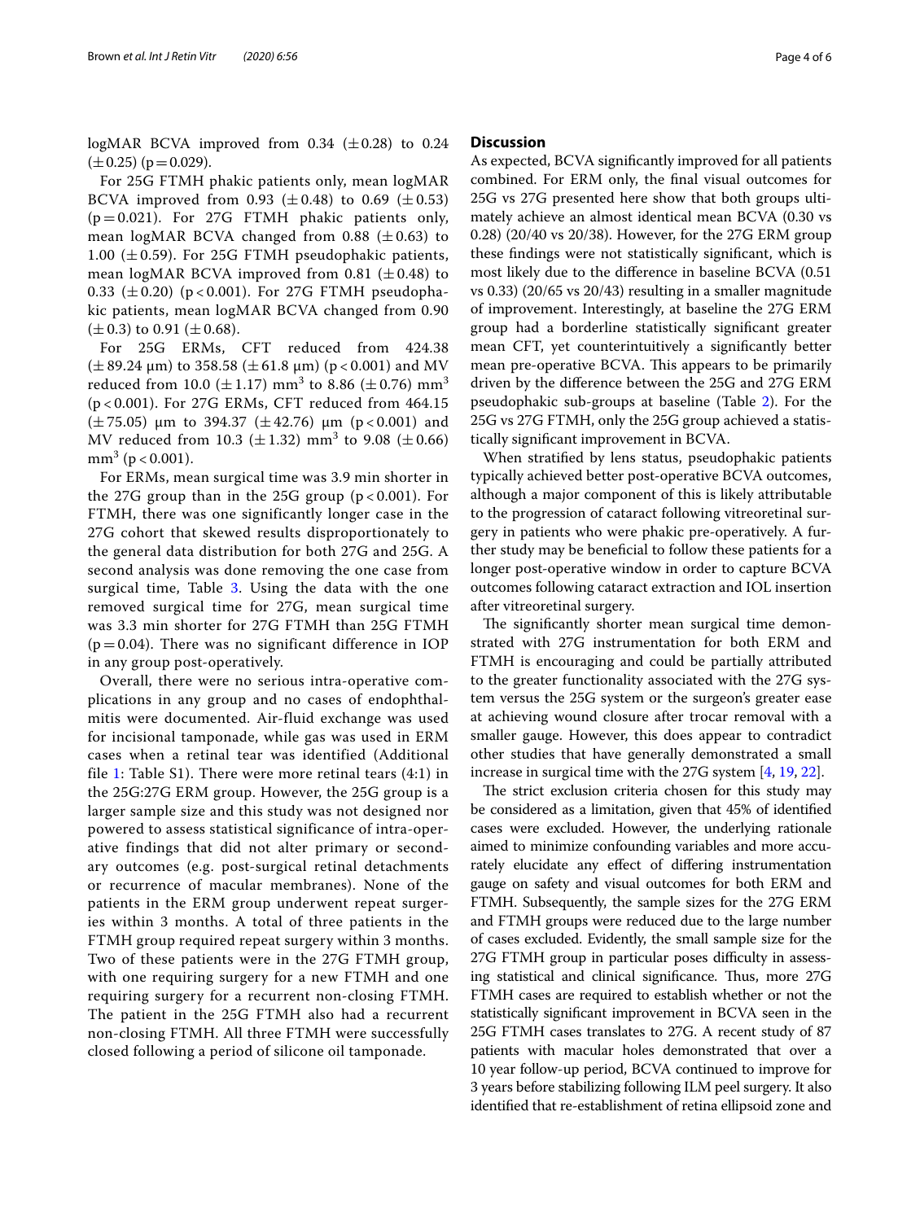logMAR BCVA improved from 0.34 ($\pm$0.28) to 0.24 ($\pm$0.25) ($p = 0.029$).

For 25G FTMH phakic patients only, mean logMAR BCVA improved from 0.93 ($\pm$0.48) to 0.69 ($\pm$0.53) ($p = 0.021$). For 27G FTMH phakic patients only, mean logMAR BCVA changed from 0.88 ($\pm$0.63) to 1.00 ($\pm$0.59). For 25G FTMH pseudophakic patients, mean logMAR BCVA improved from 0.81 ($\pm$0.48) to 0.33 ($\pm$0.20) ($p < 0.001$). For 27G FTMH pseudophakic patients, mean logMAR BCVA changed from 0.90 ($\pm$0.3) to 0.91 ($\pm$0.68).

For 25G ERMs, CFT reduced from 424.38 ($\pm$89.24 μm) to 358.58 ($\pm$61.8 μm) ($p < 0.001$) and MV reduced from 10.0 ($\pm$1.17) $mm^3$ to 8.86 ($\pm$0.76) $mm^3$ ($p < 0.001$). For 27G ERMs, CFT reduced from 464.15 ($\pm$75.05) μm to 394.37 ($\pm$42.76) μm ($p < 0.001$) and MV reduced from 10.3 ($\pm$1.32) $mm^3$ to 9.08 ($\pm$0.66) $mm^3$ ($p < 0.001$).

For ERMs, mean surgical time was 3.9 min shorter in the 27G group than in the 25G group ($p < 0.001$). For FTMH, there was one significantly longer case in the 27G cohort that skewed results disproportionately to the general data distribution for both 27G and 25G. A second analysis was done removing the one case from surgical time, Table 3. Using the data with the one removed surgical time for 27G, mean surgical time was 3.3 min shorter for 27G FTMH than 25G FTMH ($p = 0.04$). There was no significant difference in IOP in any group post-operatively.

Overall, there were no serious intra-operative complications in any group and no cases of endophthalmitis were documented. Air-fluid exchange was used for incisional tamponade, while gas was used in ERM cases when a retinal tear was identified (Additional file 1: Table S1). There were more retinal tears (4:1) in the 25G:27G ERM group. However, the 25G group is a larger sample size and this study was not designed nor powered to assess statistical significance of intra-operative findings that did not alter primary or secondary outcomes (e.g. post-surgical retinal detachments or recurrence of macular membranes). None of the patients in the ERM group underwent repeat surgeries within 3 months. A total of three patients in the FTMH group required repeat surgery within 3 months. Two of these patients were in the 27G FTMH group, with one requiring surgery for a new FTMH and one requiring surgery for a recurrent non-closing FTMH. The patient in the 25G FTMH also had a recurrent non-closing FTMH. All three FTMH were successfully closed following a period of silicone oil tamponade.

## Discussion

As expected, BCVA significantly improved for all patients combined. For ERM only, the final visual outcomes for 25G vs 27G presented here show that both groups ultimately achieve an almost identical mean BCVA (0.30 vs 0.28) (20/40 vs 20/38). However, for the 27G ERM group these findings were not statistically significant, which is most likely due to the difference in baseline BCVA (0.51 vs 0.33) (20/65 vs 20/43) resulting in a smaller magnitude of improvement. Interestingly, at baseline the 27G ERM group had a borderline statistically significant greater mean CFT, yet counterintuitively a significantly better mean pre-operative BCVA. This appears to be primarily driven by the difference between the 25G and 27G ERM pseudophakic sub-groups at baseline (Table 2). For the 25G vs 27G FTMH, only the 25G group achieved a statistically significant improvement in BCVA.

When stratified by lens status, pseudophakic patients typically achieved better post-operative BCVA outcomes, although a major component of this is likely attributable to the progression of cataract following vitreoretinal surgery in patients who were phakic pre-operatively. A further study may be beneficial to follow these patients for a longer post-operative window in order to capture BCVA outcomes following cataract extraction and IOL insertion after vitreoretinal surgery.

The significantly shorter mean surgical time demonstrated with 27G instrumentation for both ERM and FTMH is encouraging and could be partially attributed to the greater functionality associated with the 27G system versus the 25G system or the surgeon's greater ease at achieving wound closure after trocar removal with a smaller gauge. However, this does appear to contradict other studies that have generally demonstrated a small increase in surgical time with the 27G system [4, 19, 22].

The strict exclusion criteria chosen for this study may be considered as a limitation, given that 45% of identified cases were excluded. However, the underlying rationale aimed to minimize confounding variables and more accurately elucidate any effect of differing instrumentation gauge on safety and visual outcomes for both ERM and FTMH. Subsequently, the sample sizes for the 27G ERM and FTMH groups were reduced due to the large number of cases excluded. Evidently, the small sample size for the 27G FTMH group in particular poses difficulty in assessing statistical and clinical significance. Thus, more 27G FTMH cases are required to establish whether or not the statistically significant improvement in BCVA seen in the 25G FTMH cases translates to 27G. A recent study of 87 patients with macular holes demonstrated that over a 10 year follow-up period, BCVA continued to improve for 3 years before stabilizing following ILM peel surgery. It also identified that re-establishment of retina ellipsoid zone and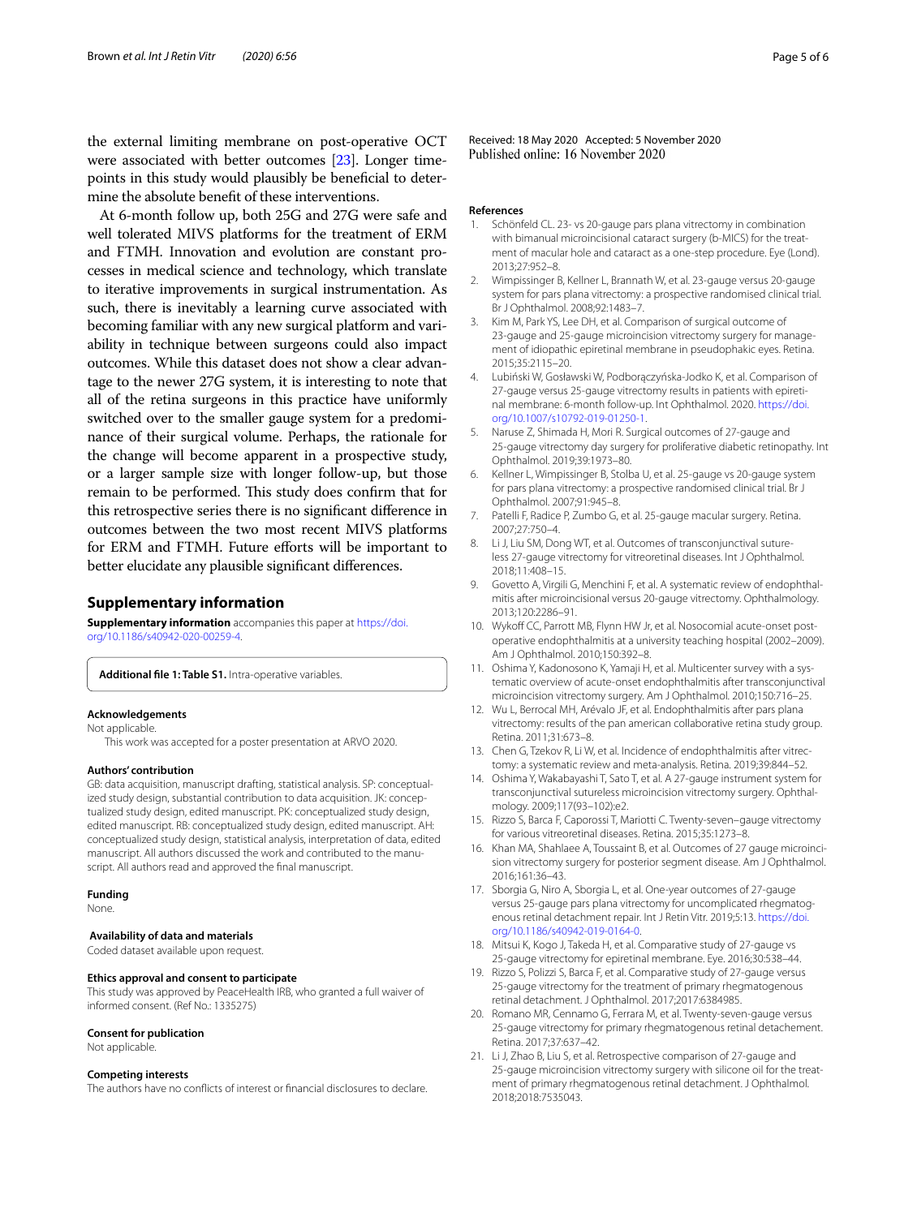the external limiting membrane on post-operative OCT were associated with better outcomes [23]. Longer time-points in this study would plausibly be beneficial to determine the absolute benefit of these interventions.

At 6-month follow up, both 25G and 27G were safe and well tolerated MIVS platforms for the treatment of ERM and FTMH. Innovation and evolution are constant processes in medical science and technology, which translate to iterative improvements in surgical instrumentation. As such, there is inevitably a learning curve associated with becoming familiar with any new surgical platform and variability in technique between surgeons could also impact outcomes. While this dataset does not show a clear advantage to the newer 27G system, it is interesting to note that all of the retina surgeons in this practice have uniformly switched over to the smaller gauge system for a predominance of their surgical volume. Perhaps, the rationale for the change will become apparent in a prospective study, or a larger sample size with longer follow-up, but those remain to be performed. This study does confirm that for this retrospective series there is no significant difference in outcomes between the two most recent MIVS platforms for ERM and FTMH. Future efforts will be important to better elucidate any plausible significant differences.

## Supplementary information

**Supplementary information** accompanies this paper at https://doi.org/10.1186/s40942-020-00259-4.

**Additional file 1: Table S1.** Intra-operative variables.

### Acknowledgements

Not applicable.

This work was accepted for a poster presentation at ARVO 2020.

### Authors' contribution

GB: data acquisition, manuscript drafting, statistical analysis. SP: conceptualized study design, substantial contribution to data acquisition. JK: conceptualized study design, edited manuscript. PK: conceptualized study design, edited manuscript. RB: conceptualized study design, edited manuscript. AH: conceptualized study design, statistical analysis, interpretation of data, edited manuscript. All authors discussed the work and contributed to the manuscript. All authors read and approved the final manuscript.

### Funding

None.

### Availability of data and materials

Coded dataset available upon request.

### Ethics approval and consent to participate

This study was approved by PeaceHealth IRB, who granted a full waiver of informed consent. (Ref No.: 1335275)

### Consent for publication

Not applicable.

### Competing interests

The authors have no conflicts of interest or financial disclosures to declare.

Received: 18 May 2020 Accepted: 5 November 2020
Published online: 16 November 2020

### References

1. Schönfeld CL. 23- vs 20-gauge pars plana vitrectomy in combination with bimanual microincisional cataract surgery (b-MICS) for the treatment of macular hole and cataract as a one-step procedure. Eye (Lond). 2013;27:952–8.
2. Wimpissinger B, Kellner L, Brannath W, et al. 23-gauge versus 20-gauge system for pars plana vitrectomy: a prospective randomised clinical trial. Br J Ophthalmol. 2008;92:1483–7.
3. Kim M, Park YS, Lee DH, et al. Comparison of surgical outcome of 23-gauge and 25-gauge microincision vitrectomy surgery for management of idiopathic epiretinal membrane in pseudophakic eyes. Retina. 2015;35:2115–20.
4. Lubiński W, Gosławski W, Podborączyńska-Jodko K, et al. Comparison of 27-gauge versus 25-gauge vitrectomy results in patients with epiretinal membrane: 6-month follow-up. Int Ophthalmol. 2020. https://doi.org/10.1007/s10792-019-01250-1.
5. Naruse Z, Shimada H, Mori R. Surgical outcomes of 27-gauge and 25-gauge vitrectomy day surgery for proliferative diabetic retinopathy. Int Ophthalmol. 2019;39:1973–80.
6. Kellner L, Wimpissinger B, Stolba U, et al. 25-gauge vs 20-gauge system for pars plana vitrectomy: a prospective randomised clinical trial. Br J Ophthalmol. 2007;91:945–8.
7. Patelli F, Radice P, Zumbo G, et al. 25-gauge macular surgery. Retina. 2007;27:750–4.
8. Li J, Liu SM, Dong WT, et al. Outcomes of transconjunctival sutureless 27-gauge vitrectomy for vitreoretinal diseases. Int J Ophthalmol. 2018;11:408–15.
9. Govetto A, Virgili G, Menchini F, et al. A systematic review of endophthalmitis after microincisional versus 20-gauge vitrectomy. Ophthalmology. 2013;120:2286–91.
10. Wykoff CC, Parrott MB, Flynn HW Jr, et al. Nosocomial acute-onset postoperative endophthalmitis at a university teaching hospital (2002–2009). Am J Ophthalmol. 2010;150:392–8.
11. Oshima Y, Kadonosono K, Yamaji H, et al. Multicenter survey with a systematic overview of acute-onset endophthalmitis after transconjunctival microincision vitrectomy surgery. Am J Ophthalmol. 2010;150:716–25.
12. Wu L, Berrocal MH, Arévalo JF, et al. Endophthalmitis after pars plana vitrectomy: results of the pan american collaborative retina study group. Retina. 2011;31:673–8.
13. Chen G, Tzekov R, Li W, et al. Incidence of endophthalmitis after vitrectomy: a systematic review and meta-analysis. Retina. 2019;39:844–52.
14. Oshima Y, Wakabayashi T, Sato T, et al. A 27-gauge instrument system for transconjunctival sutureless microincision vitrectomy surgery. Ophthalmology. 2009;117(93–102):e2.
15. Rizzo S, Barca F, Caporossi T, Mariotti C. Twenty-seven–gauge vitrectomy for various vitreoretinal diseases. Retina. 2015;35:1273–8.
16. Khan MA, Shahlaee A, Toussaint B, et al. Outcomes of 27 gauge microincision vitrectomy surgery for posterior segment disease. Am J Ophthalmol. 2016;161:36–43.
17. Sborgia G, Niro A, Sborgia L, et al. One-year outcomes of 27-gauge versus 25-gauge pars plana vitrectomy for uncomplicated rhegmatogenous retinal detachment repair. Int J Retin Vitr. 2019;5:13. https://doi.org/10.1186/s40942-019-0164-0.
18. Mitsui K, Kogo J, Takeda H, et al. Comparative study of 27-gauge vs 25-gauge vitrectomy for epiretinal membrane. Eye. 2016;30:538–44.
19. Rizzo S, Polizzi S, Barca F, et al. Comparative study of 27-gauge versus 25-gauge vitrectomy for the treatment of primary rhegmatogenous retinal detachment. J Ophthalmol. 2017;2017:6384985.
20. Romano MR, Cennamo G, Ferrara M, et al. Twenty-seven-gauge versus 25-gauge vitrectomy for primary rhegmatogenous retinal detachement. Retina. 2017;37:637–42.
21. Li J, Zhao B, Liu S, et al. Retrospective comparison of 27-gauge and 25-gauge microincision vitrectomy surgery with silicone oil for the treatment of primary rhegmatogenous retinal detachment. J Ophthalmol. 2018;2018:7535043.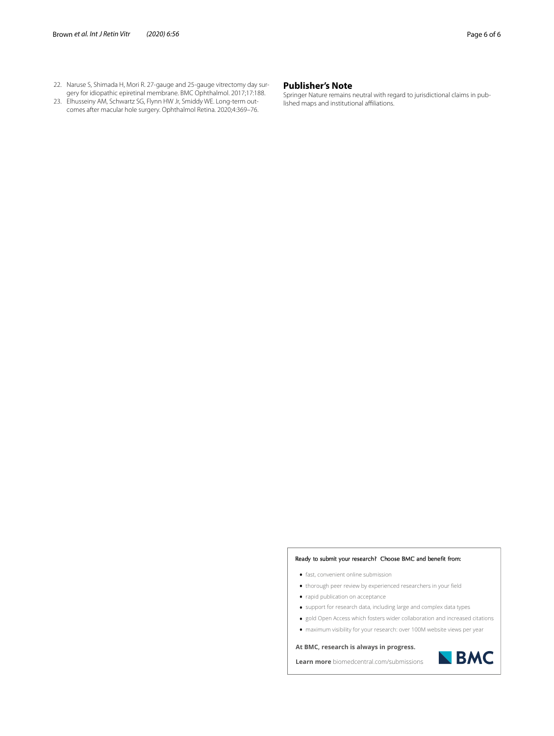22. Naruse S, Shimada H, Mori R. 27-gauge and 25-gauge vitrectomy day surgery for idiopathic epiretinal membrane. BMC Ophthalmol. 2017;17:188.
23. Elhusseiny AM, Schwartz SG, Flynn HW Jr, Smiddy WE. Long-term outcomes after macular hole surgery. Ophthalmol Retina. 2020;4:369–76.

## Publisher's Note

Springer Nature remains neutral with regard to jurisdictional claims in published maps and institutional affiliations.

Ready to submit your research? Choose BMC and benefit from:

- fast, convenient online submission
- thorough peer review by experienced researchers in your field
- rapid publication on acceptance
- support for research data, including large and complex data types
- gold Open Access which fosters wider collaboration and increased citations
- maximum visibility for your research: over 100M website views per year

**At BMC, research is always in progress.**

**Learn more** biomedcentral.com/submissions

BMC